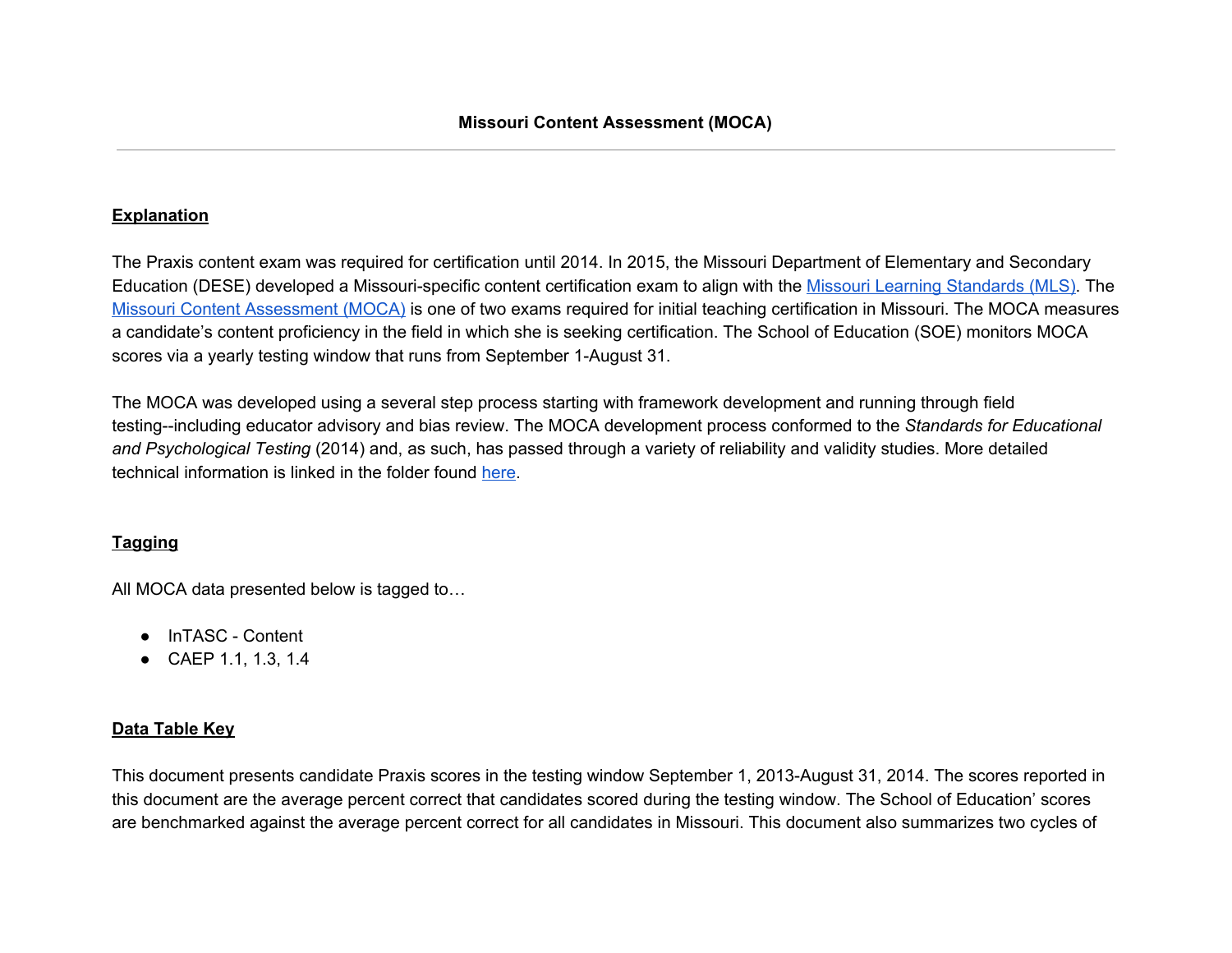# Missouri Content Assessment (MOCA)

---

## Explanation

The Praxis content exam was required for certification until 2014. In 2015, the Missouri Department of Elementary and Secondary Education (DESE) developed a Missouri-specific content certification exam to align with the [Missouri Learning Standards (MLS)](). The [Missouri Content Assessment (MOCA)]() is one of two exams required for initial teaching certification in Missouri. The MOCA measures a candidate's content proficiency in the field in which she is seeking certification. The School of Education (SOE) monitors MOCA scores via a yearly testing window that runs from September 1-August 31.

The MOCA was developed using a several step process starting with framework development and running through field testing--including educator advisory and bias review. The MOCA development process conformed to the *Standards for Educational and Psychological Testing* (2014) and, as such, has passed through a variety of reliability and validity studies. More detailed technical information is linked in the folder found [here]().

## Tagging

All MOCA data presented below is tagged to…

- InTASC - Content
- CAEP 1.1, 1.3, 1.4

## Data Table Key

This document presents candidate Praxis scores in the testing window September 1, 2013-August 31, 2014. The scores reported in this document are the average percent correct that candidates scored during the testing window. The School of Education' scores are benchmarked against the average percent correct for all candidates in Missouri. This document also summarizes two cycles of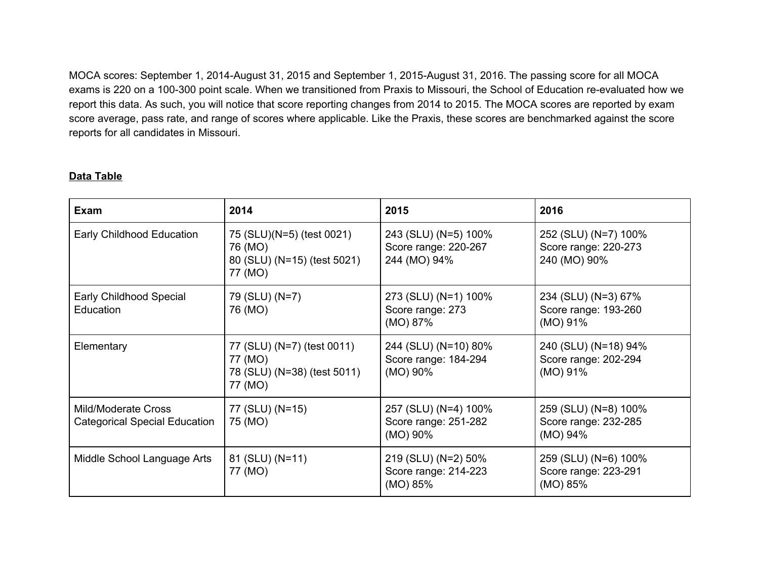MOCA scores: September 1, 2014-August 31, 2015 and September 1, 2015-August 31, 2016. The passing score for all MOCA exams is 220 on a 100-300 point scale. When we transitioned from Praxis to Missouri, the School of Education re-evaluated how we report this data. As such, you will notice that score reporting changes from 2014 to 2015. The MOCA scores are reported by exam score average, pass rate, and range of scores where applicable. Like the Praxis, these scores are benchmarked against the score reports for all candidates in Missouri.

**Data Table**

| Exam | 2014 | 2015 | 2016 |
|---|---|---|---|
| Early Childhood Education | 75 (SLU)(N=5) (test 0021)<br>76 (MO)<br>80 (SLU) (N=15) (test 5021)<br>77 (MO) | 243 (SLU) (N=5) 100%<br>Score range: 220-267<br>244 (MO) 94% | 252 (SLU) (N=7) 100%<br>Score range: 220-273<br>240 (MO) 90% |
| Early Childhood Special Education | 79 (SLU) (N=7)<br>76 (MO) | 273 (SLU) (N=1) 100%<br>Score range: 273<br>(MO) 87% | 234 (SLU) (N=3) 67%<br>Score range: 193-260<br>(MO) 91% |
| Elementary | 77 (SLU) (N=7) (test 0011)<br>77 (MO)<br>78 (SLU) (N=38) (test 5011)<br>77 (MO) | 244 (SLU) (N=10) 80%<br>Score range: 184-294<br>(MO) 90% | 240 (SLU) (N=18) 94%<br>Score range: 202-294<br>(MO) 91% |
| Mild/Moderate Cross Categorical Special Education | 77 (SLU) (N=15)<br>75 (MO) | 257 (SLU) (N=4) 100%<br>Score range: 251-282<br>(MO) 90% | 259 (SLU) (N=8) 100%<br>Score range: 232-285<br>(MO) 94% |
| Middle School Language Arts | 81 (SLU) (N=11)<br>77 (MO) | 219 (SLU) (N=2) 50%<br>Score range: 214-223<br>(MO) 85% | 259 (SLU) (N=6) 100%<br>Score range: 223-291<br>(MO) 85% |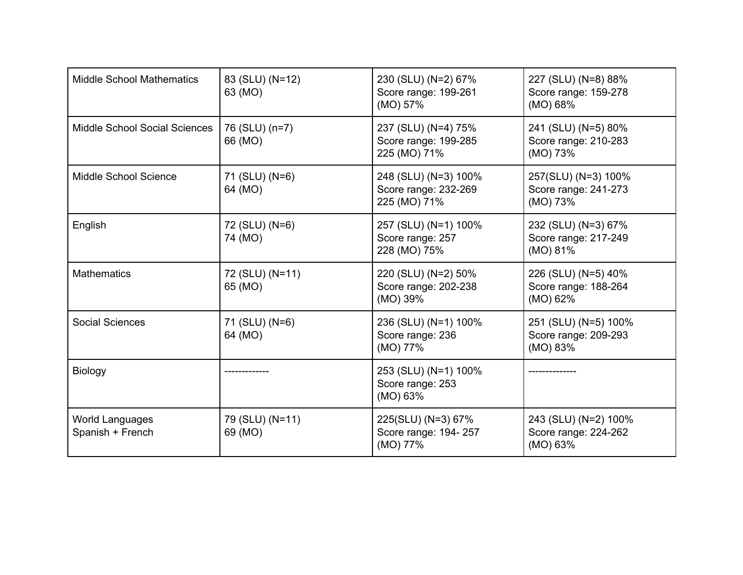| | | | |
|---|---|---|---|
| Middle School Mathematics | 83 (SLU) (N=12)<br>63 (MO) | 230 (SLU) (N=2) 67%<br>Score range: 199-261<br>(MO) 57% | 227 (SLU) (N=8) 88%<br>Score range: 159-278<br>(MO) 68% |
| Middle School Social Sciences | 76 (SLU) (n=7)<br>66 (MO) | 237 (SLU) (N=4) 75%<br>Score range: 199-285<br>225 (MO) 71% | 241 (SLU) (N=5) 80%<br>Score range: 210-283<br>(MO) 73% |
| Middle School Science | 71 (SLU) (N=6)<br>64 (MO) | 248 (SLU) (N=3) 100%<br>Score range: 232-269<br>225 (MO) 71% | 257(SLU) (N=3) 100%<br>Score range: 241-273<br>(MO) 73% |
| English | 72 (SLU) (N=6)<br>74 (MO) | 257 (SLU) (N=1) 100%<br>Score range: 257<br>228 (MO) 75% | 232 (SLU) (N=3) 67%<br>Score range: 217-249<br>(MO) 81% |
| Mathematics | 72 (SLU) (N=11)<br>65 (MO) | 220 (SLU) (N=2) 50%<br>Score range: 202-238<br>(MO) 39% | 226 (SLU) (N=5) 40%<br>Score range: 188-264<br>(MO) 62% |
| Social Sciences | 71 (SLU) (N=6)<br>64 (MO) | 236 (SLU) (N=1) 100%<br>Score range: 236<br>(MO) 77% | 251 (SLU) (N=5) 100%<br>Score range: 209-293<br>(MO) 83% |
| Biology | ------------- | 253 (SLU) (N=1) 100%<br>Score range: 253<br>(MO) 63% | ------------- |
| World Languages<br>Spanish + French | 79 (SLU) (N=11)<br>69 (MO) | 225(SLU) (N=3) 67%<br>Score range: 194- 257<br>(MO) 77% | 243 (SLU) (N=2) 100%<br>Score range: 224-262<br>(MO) 63% |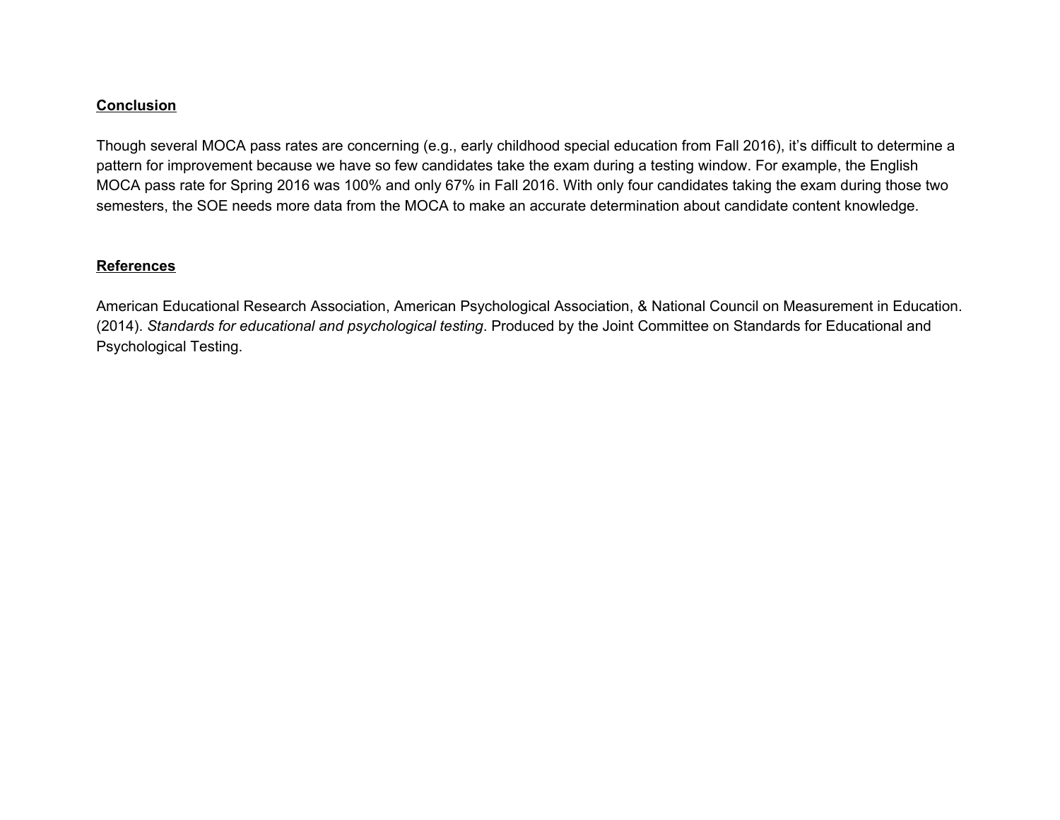**Conclusion**

Though several MOCA pass rates are concerning (e.g., early childhood special education from Fall 2016), it's difficult to determine a pattern for improvement because we have so few candidates take the exam during a testing window. For example, the English MOCA pass rate for Spring 2016 was 100% and only 67% in Fall 2016. With only four candidates taking the exam during those two semesters, the SOE needs more data from the MOCA to make an accurate determination about candidate content knowledge.

**References**

American Educational Research Association, American Psychological Association, & National Council on Measurement in Education. (2014). *Standards for educational and psychological testing*. Produced by the Joint Committee on Standards for Educational and Psychological Testing.